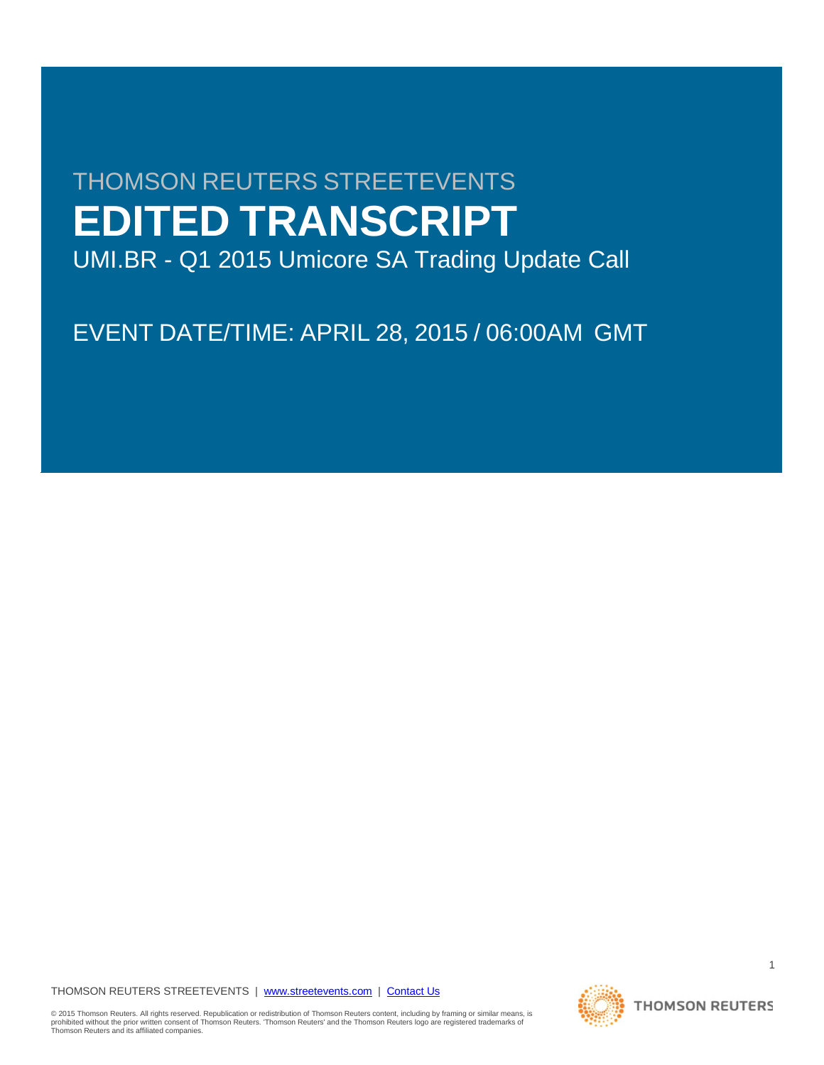THOMSON REUTERS STREETEVENTS

# EDITED TRANSCRIPT

UMI.BR - Q1 2015 Umicore SA Trading Update Call

EVENT DATE/TIME: APRIL 28, 2015 / 06:00AM GMT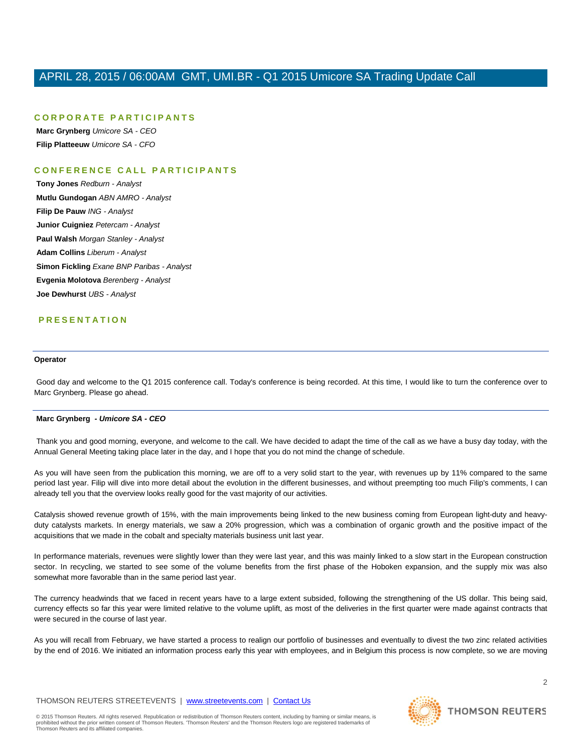## CORPORATE PARTICIPANTS

**Marc Grynberg** *Umicore SA - CEO*

**Filip Platteeuw** *Umicore SA - CFO*

## CONFERENCE CALL PARTICIPANTS

**Tony Jones** *Redburn - Analyst*

**Mutlu Gundogan** *ABN AMRO - Analyst*

**Filip De Pauw** *ING - Analyst*

**Junior Cuigniez** *Petercam - Analyst*

**Paul Walsh** *Morgan Stanley - Analyst*

**Adam Collins** *Liberum - Analyst*

**Simon Fickling** *Exane BNP Paribas - Analyst*

**Evgenia Molotova** *Berenberg - Analyst*

**Joe Dewhurst** *UBS - Analyst*

## PRESENTATION

---

**Operator**

Good day and welcome to the Q1 2015 conference call. Today's conference is being recorded. At this time, I would like to turn the conference over to Marc Grynberg. Please go ahead.

---

**Marc Grynberg** *- Umicore SA - CEO*

Thank you and good morning, everyone, and welcome to the call. We have decided to adapt the time of the call as we have a busy day today, with the Annual General Meeting taking place later in the day, and I hope that you do not mind the change of schedule.

As you will have seen from the publication this morning, we are off to a very solid start to the year, with revenues up by 11% compared to the same period last year. Filip will dive into more detail about the evolution in the different businesses, and without preempting too much Filip's comments, I can already tell you that the overview looks really good for the vast majority of our activities.

Catalysis showed revenue growth of 15%, with the main improvements being linked to the new business coming from European light-duty and heavy-duty catalysts markets. In energy materials, we saw a 20% progression, which was a combination of organic growth and the positive impact of the acquisitions that we made in the cobalt and specialty materials business unit last year.

In performance materials, revenues were slightly lower than they were last year, and this was mainly linked to a slow start in the European construction sector. In recycling, we started to see some of the volume benefits from the first phase of the Hoboken expansion, and the supply mix was also somewhat more favorable than in the same period last year.

The currency headwinds that we faced in recent years have to a large extent subsided, following the strengthening of the US dollar. This being said, currency effects so far this year were limited relative to the volume uplift, as most of the deliveries in the first quarter were made against contracts that were secured in the course of last year.

As you will recall from February, we have started a process to realign our portfolio of businesses and eventually to divest the two zinc related activities by the end of 2016. We initiated an information process early this year with employees, and in Belgium this process is now complete, so we are moving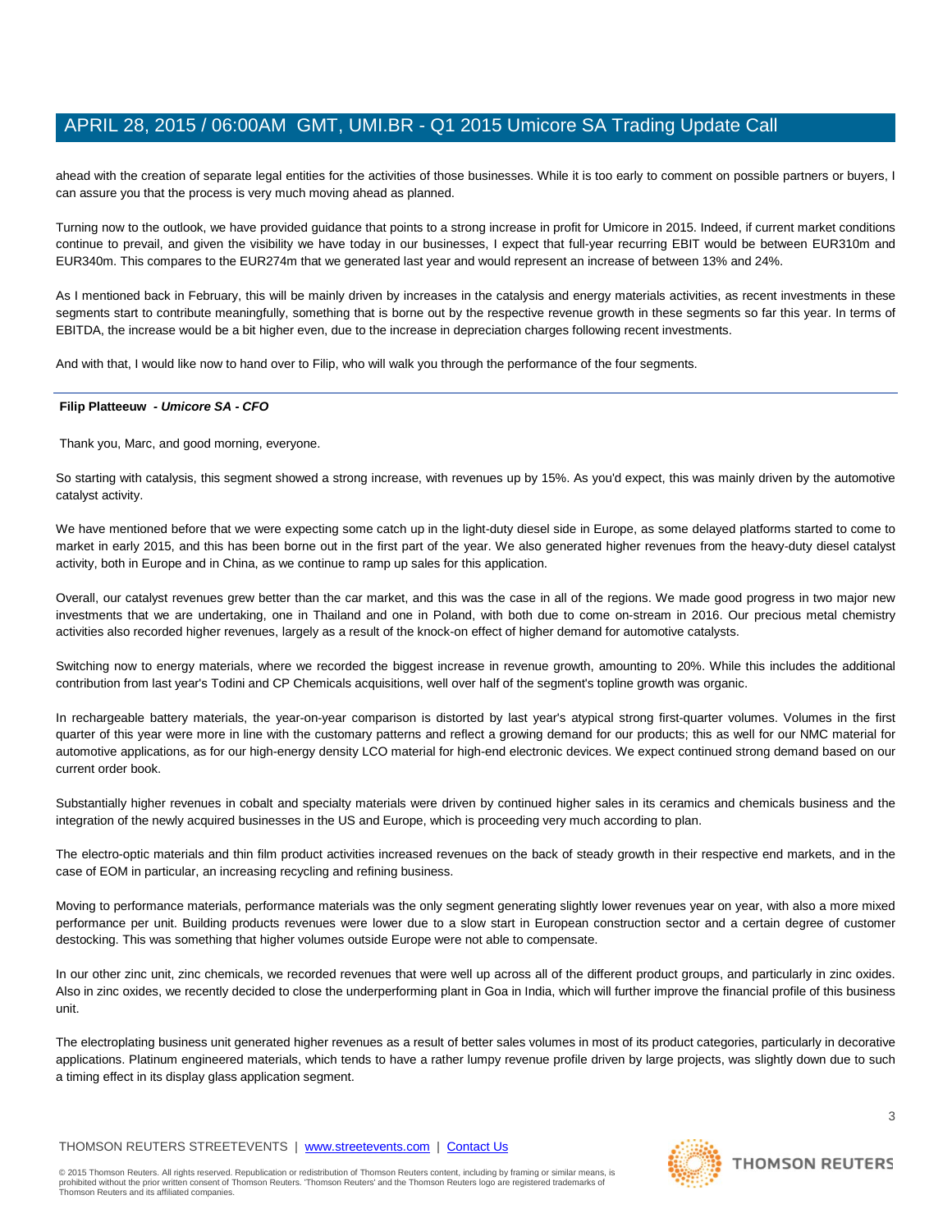ahead with the creation of separate legal entities for the activities of those businesses. While it is too early to comment on possible partners or buyers, I can assure you that the process is very much moving ahead as planned.

Turning now to the outlook, we have provided guidance that points to a strong increase in profit for Umicore in 2015. Indeed, if current market conditions continue to prevail, and given the visibility we have today in our businesses, I expect that full-year recurring EBIT would be between EUR310m and EUR340m. This compares to the EUR274m that we generated last year and would represent an increase of between 13% and 24%.

As I mentioned back in February, this will be mainly driven by increases in the catalysis and energy materials activities, as recent investments in these segments start to contribute meaningfully, something that is borne out by the respective revenue growth in these segments so far this year. In terms of EBITDA, the increase would be a bit higher even, due to the increase in depreciation charges following recent investments.

And with that, I would like now to hand over to Filip, who will walk you through the performance of the four segments.

---

**Filip Platteeuw** *- Umicore SA - CFO*

Thank you, Marc, and good morning, everyone.

So starting with catalysis, this segment showed a strong increase, with revenues up by 15%. As you'd expect, this was mainly driven by the automotive catalyst activity.

We have mentioned before that we were expecting some catch up in the light-duty diesel side in Europe, as some delayed platforms started to come to market in early 2015, and this has been borne out in the first part of the year. We also generated higher revenues from the heavy-duty diesel catalyst activity, both in Europe and in China, as we continue to ramp up sales for this application.

Overall, our catalyst revenues grew better than the car market, and this was the case in all of the regions. We made good progress in two major new investments that we are undertaking, one in Thailand and one in Poland, with both due to come on-stream in 2016. Our precious metal chemistry activities also recorded higher revenues, largely as a result of the knock-on effect of higher demand for automotive catalysts.

Switching now to energy materials, where we recorded the biggest increase in revenue growth, amounting to 20%. While this includes the additional contribution from last year's Todini and CP Chemicals acquisitions, well over half of the segment's topline growth was organic.

In rechargeable battery materials, the year-on-year comparison is distorted by last year's atypical strong first-quarter volumes. Volumes in the first quarter of this year were more in line with the customary patterns and reflect a growing demand for our products; this as well for our NMC material for automotive applications, as for our high-energy density LCO material for high-end electronic devices. We expect continued strong demand based on our current order book.

Substantially higher revenues in cobalt and specialty materials were driven by continued higher sales in its ceramics and chemicals business and the integration of the newly acquired businesses in the US and Europe, which is proceeding very much according to plan.

The electro-optic materials and thin film product activities increased revenues on the back of steady growth in their respective end markets, and in the case of EOM in particular, an increasing recycling and refining business.

Moving to performance materials, performance materials was the only segment generating slightly lower revenues year on year, with also a more mixed performance per unit. Building products revenues were lower due to a slow start in European construction sector and a certain degree of customer destocking. This was something that higher volumes outside Europe were not able to compensate.

In our other zinc unit, zinc chemicals, we recorded revenues that were well up across all of the different product groups, and particularly in zinc oxides. Also in zinc oxides, we recently decided to close the underperforming plant in Goa in India, which will further improve the financial profile of this business unit.

The electroplating business unit generated higher revenues as a result of better sales volumes in most of its product categories, particularly in decorative applications. Platinum engineered materials, which tends to have a rather lumpy revenue profile driven by large projects, was slightly down due to such a timing effect in its display glass application segment.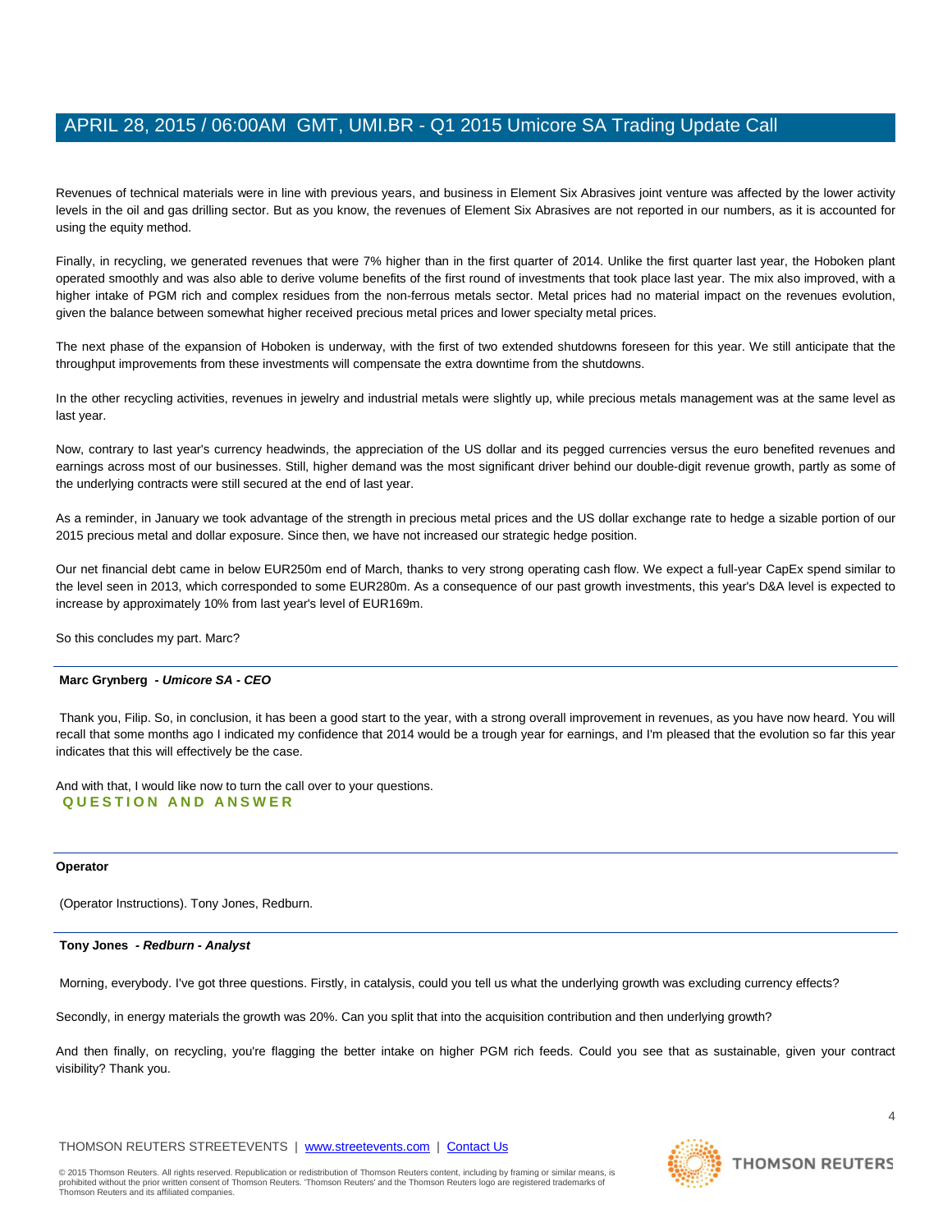Revenues of technical materials were in line with previous years, and business in Element Six Abrasives joint venture was affected by the lower activity levels in the oil and gas drilling sector. But as you know, the revenues of Element Six Abrasives are not reported in our numbers, as it is accounted for using the equity method.

Finally, in recycling, we generated revenues that were 7% higher than in the first quarter of 2014. Unlike the first quarter last year, the Hoboken plant operated smoothly and was also able to derive volume benefits of the first round of investments that took place last year. The mix also improved, with a higher intake of PGM rich and complex residues from the non-ferrous metals sector. Metal prices had no material impact on the revenues evolution, given the balance between somewhat higher received precious metal prices and lower specialty metal prices.

The next phase of the expansion of Hoboken is underway, with the first of two extended shutdowns foreseen for this year. We still anticipate that the throughput improvements from these investments will compensate the extra downtime from the shutdowns.

In the other recycling activities, revenues in jewelry and industrial metals were slightly up, while precious metals management was at the same level as last year.

Now, contrary to last year's currency headwinds, the appreciation of the US dollar and its pegged currencies versus the euro benefited revenues and earnings across most of our businesses. Still, higher demand was the most significant driver behind our double-digit revenue growth, partly as some of the underlying contracts were still secured at the end of last year.

As a reminder, in January we took advantage of the strength in precious metal prices and the US dollar exchange rate to hedge a sizable portion of our 2015 precious metal and dollar exposure. Since then, we have not increased our strategic hedge position.

Our net financial debt came in below EUR250m end of March, thanks to very strong operating cash flow. We expect a full-year CapEx spend similar to the level seen in 2013, which corresponded to some EUR280m. As a consequence of our past growth investments, this year's D&A level is expected to increase by approximately 10% from last year's level of EUR169m.

So this concludes my part. Marc?

---

**Marc Grynberg** *- Umicore SA - CEO*

Thank you, Filip. So, in conclusion, it has been a good start to the year, with a strong overall improvement in revenues, as you have now heard. You will recall that some months ago I indicated my confidence that 2014 would be a trough year for earnings, and I'm pleased that the evolution so far this year indicates that this will effectively be the case.

And with that, I would like now to turn the call over to your questions.

## QUESTION AND ANSWER

---

**Operator**

(Operator Instructions). Tony Jones, Redburn.

---

**Tony Jones** *- Redburn - Analyst*

Morning, everybody. I've got three questions. Firstly, in catalysis, could you tell us what the underlying growth was excluding currency effects?

Secondly, in energy materials the growth was 20%. Can you split that into the acquisition contribution and then underlying growth?

And then finally, on recycling, you're flagging the better intake on higher PGM rich feeds. Could you see that as sustainable, given your contract visibility? Thank you.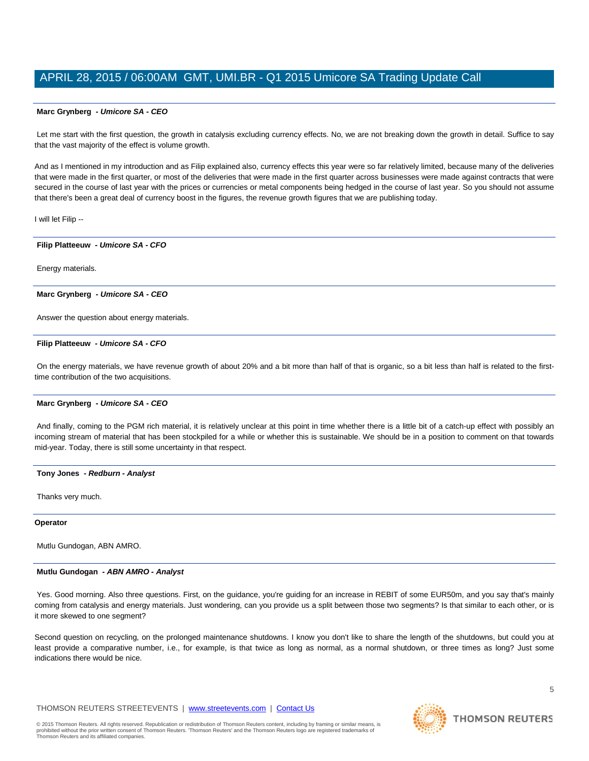**Marc Grynberg** *- Umicore SA - CEO*

Let me start with the first question, the growth in catalysis excluding currency effects. No, we are not breaking down the growth in detail. Suffice to say that the vast majority of the effect is volume growth.

And as I mentioned in my introduction and as Filip explained also, currency effects this year were so far relatively limited, because many of the deliveries that were made in the first quarter, or most of the deliveries that were made in the first quarter across businesses were made against contracts that were secured in the course of last year with the prices or currencies or metal components being hedged in the course of last year. So you should not assume that there's been a great deal of currency boost in the figures, the revenue growth figures that we are publishing today.

I will let Filip --

---

**Filip Platteeuw** *- Umicore SA - CFO*

Energy materials.

---

**Marc Grynberg** *- Umicore SA - CEO*

Answer the question about energy materials.

---

**Filip Platteeuw** *- Umicore SA - CFO*

On the energy materials, we have revenue growth of about 20% and a bit more than half of that is organic, so a bit less than half is related to the first-time contribution of the two acquisitions.

---

**Marc Grynberg** *- Umicore SA - CEO*

And finally, coming to the PGM rich material, it is relatively unclear at this point in time whether there is a little bit of a catch-up effect with possibly an incoming stream of material that has been stockpiled for a while or whether this is sustainable. We should be in a position to comment on that towards mid-year. Today, there is still some uncertainty in that respect.

---

**Tony Jones** *- Redburn - Analyst*

Thanks very much.

---

**Operator**

Mutlu Gundogan, ABN AMRO.

---

**Mutlu Gundogan** *- ABN AMRO - Analyst*

Yes. Good morning. Also three questions. First, on the guidance, you're guiding for an increase in REBIT of some EUR50m, and you say that's mainly coming from catalysis and energy materials. Just wondering, can you provide us a split between those two segments? Is that similar to each other, or is it more skewed to one segment?

Second question on recycling, on the prolonged maintenance shutdowns. I know you don't like to share the length of the shutdowns, but could you at least provide a comparative number, i.e., for example, is that twice as long as normal, as a normal shutdown, or three times as long? Just some indications there would be nice.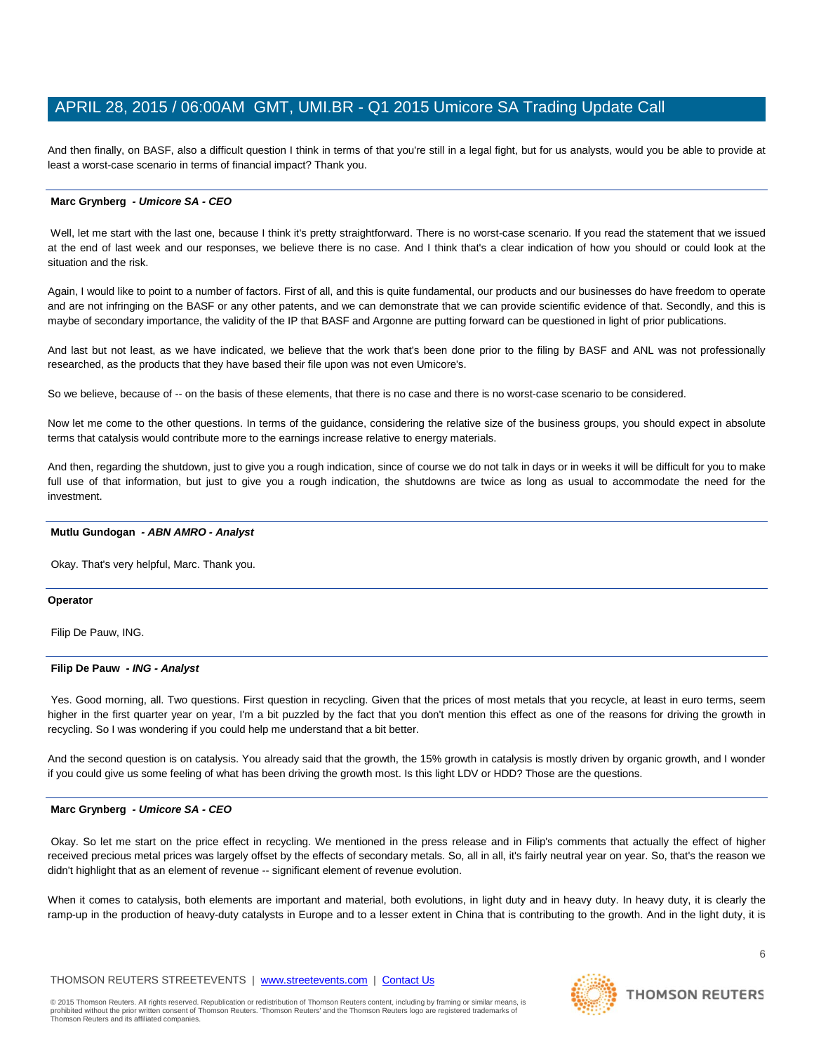And then finally, on BASF, also a difficult question I think in terms of that you're still in a legal fight, but for us analysts, would you be able to provide at least a worst-case scenario in terms of financial impact? Thank you.

---

**Marc Grynberg** *- Umicore SA - CEO*

Well, let me start with the last one, because I think it's pretty straightforward. There is no worst-case scenario. If you read the statement that we issued at the end of last week and our responses, we believe there is no case. And I think that's a clear indication of how you should or could look at the situation and the risk.

Again, I would like to point to a number of factors. First of all, and this is quite fundamental, our products and our businesses do have freedom to operate and are not infringing on the BASF or any other patents, and we can demonstrate that we can provide scientific evidence of that. Secondly, and this is maybe of secondary importance, the validity of the IP that BASF and Argonne are putting forward can be questioned in light of prior publications.

And last but not least, as we have indicated, we believe that the work that's been done prior to the filing by BASF and ANL was not professionally researched, as the products that they have based their file upon was not even Umicore's.

So we believe, because of -- on the basis of these elements, that there is no case and there is no worst-case scenario to be considered.

Now let me come to the other questions. In terms of the guidance, considering the relative size of the business groups, you should expect in absolute terms that catalysis would contribute more to the earnings increase relative to energy materials.

And then, regarding the shutdown, just to give you a rough indication, since of course we do not talk in days or in weeks it will be difficult for you to make full use of that information, but just to give you a rough indication, the shutdowns are twice as long as usual to accommodate the need for the investment.

---

**Mutlu Gundogan** *- ABN AMRO - Analyst*

Okay. That's very helpful, Marc. Thank you.

---

**Operator**

Filip De Pauw, ING.

---

**Filip De Pauw** *- ING - Analyst*

Yes. Good morning, all. Two questions. First question in recycling. Given that the prices of most metals that you recycle, at least in euro terms, seem higher in the first quarter year on year, I'm a bit puzzled by the fact that you don't mention this effect as one of the reasons for driving the growth in recycling. So I was wondering if you could help me understand that a bit better.

And the second question is on catalysis. You already said that the growth, the 15% growth in catalysis is mostly driven by organic growth, and I wonder if you could give us some feeling of what has been driving the growth most. Is this light LDV or HDD? Those are the questions.

---

**Marc Grynberg** *- Umicore SA - CEO*

Okay. So let me start on the price effect in recycling. We mentioned in the press release and in Filip's comments that actually the effect of higher received precious metal prices was largely offset by the effects of secondary metals. So, all in all, it's fairly neutral year on year. So, that's the reason we didn't highlight that as an element of revenue -- significant element of revenue evolution.

When it comes to catalysis, both elements are important and material, both evolutions, in light duty and in heavy duty. In heavy duty, it is clearly the ramp-up in the production of heavy-duty catalysts in Europe and to a lesser extent in China that is contributing to the growth. And in the light duty, it is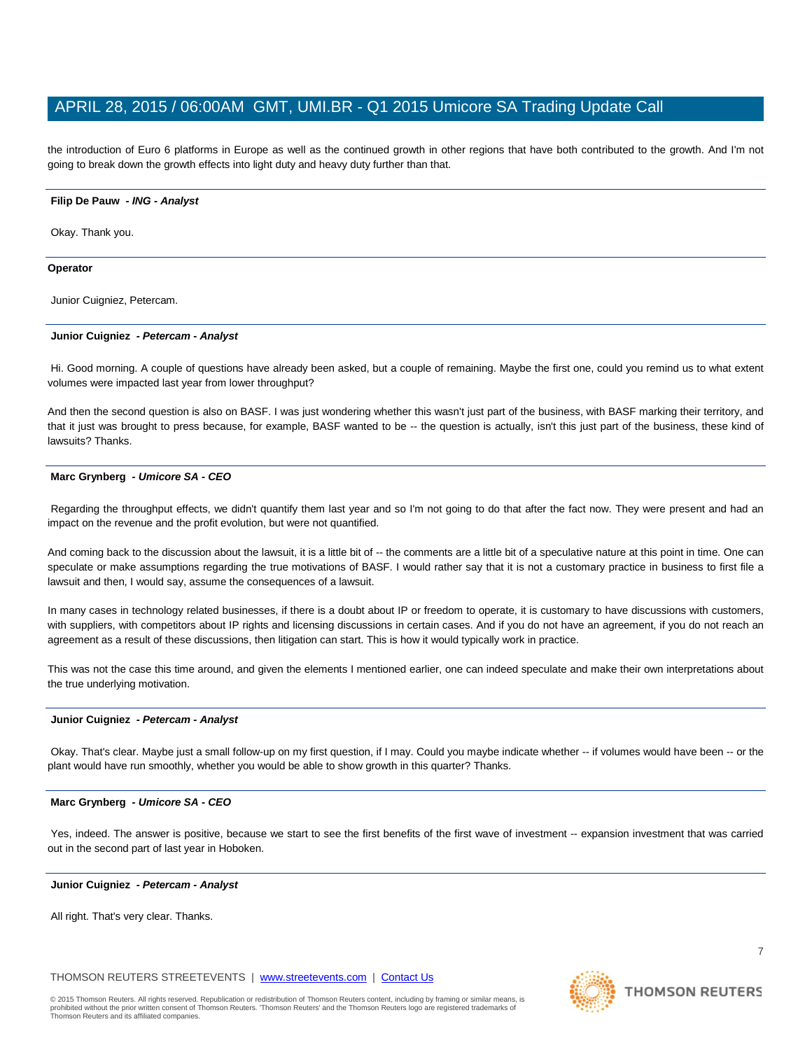the introduction of Euro 6 platforms in Europe as well as the continued growth in other regions that have both contributed to the growth. And I'm not going to break down the growth effects into light duty and heavy duty further than that.

---

**Filip De Pauw** *- ING - Analyst*

Okay. Thank you.

---

**Operator**

Junior Cuigniez, Petercam.

---

**Junior Cuigniez** *- Petercam - Analyst*

Hi. Good morning. A couple of questions have already been asked, but a couple of remaining. Maybe the first one, could you remind us to what extent volumes were impacted last year from lower throughput?

And then the second question is also on BASF. I was just wondering whether this wasn't just part of the business, with BASF marking their territory, and that it just was brought to press because, for example, BASF wanted to be -- the question is actually, isn't this just part of the business, these kind of lawsuits? Thanks.

---

**Marc Grynberg** *- Umicore SA - CEO*

Regarding the throughput effects, we didn't quantify them last year and so I'm not going to do that after the fact now. They were present and had an impact on the revenue and the profit evolution, but were not quantified.

And coming back to the discussion about the lawsuit, it is a little bit of -- the comments are a little bit of a speculative nature at this point in time. One can speculate or make assumptions regarding the true motivations of BASF. I would rather say that it is not a customary practice in business to first file a lawsuit and then, I would say, assume the consequences of a lawsuit.

In many cases in technology related businesses, if there is a doubt about IP or freedom to operate, it is customary to have discussions with customers, with suppliers, with competitors about IP rights and licensing discussions in certain cases. And if you do not have an agreement, if you do not reach an agreement as a result of these discussions, then litigation can start. This is how it would typically work in practice.

This was not the case this time around, and given the elements I mentioned earlier, one can indeed speculate and make their own interpretations about the true underlying motivation.

---

**Junior Cuigniez** *- Petercam - Analyst*

Okay. That's clear. Maybe just a small follow-up on my first question, if I may. Could you maybe indicate whether -- if volumes would have been -- or the plant would have run smoothly, whether you would be able to show growth in this quarter? Thanks.

---

**Marc Grynberg** *- Umicore SA - CEO*

Yes, indeed. The answer is positive, because we start to see the first benefits of the first wave of investment -- expansion investment that was carried out in the second part of last year in Hoboken.

---

**Junior Cuigniez** *- Petercam - Analyst*

All right. That's very clear. Thanks.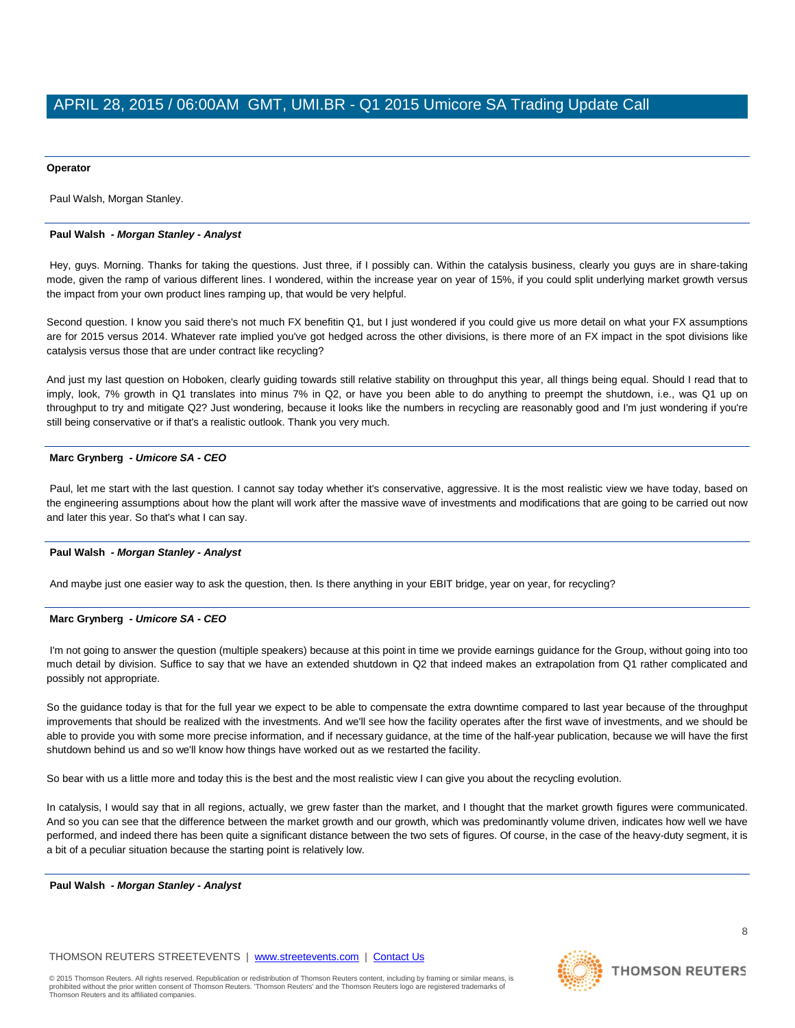**Operator**

Paul Walsh, Morgan Stanley.

---

**Paul Walsh** *- Morgan Stanley - Analyst*

Hey, guys. Morning. Thanks for taking the questions. Just three, if I possibly can. Within the catalysis business, clearly you guys are in share-taking mode, given the ramp of various different lines. I wondered, within the increase year on year of 15%, if you could split underlying market growth versus the impact from your own product lines ramping up, that would be very helpful.

Second question. I know you said there's not much FX benefitin Q1, but I just wondered if you could give us more detail on what your FX assumptions are for 2015 versus 2014. Whatever rate implied you've got hedged across the other divisions, is there more of an FX impact in the spot divisions like catalysis versus those that are under contract like recycling?

And just my last question on Hoboken, clearly guiding towards still relative stability on throughput this year, all things being equal. Should I read that to imply, look, 7% growth in Q1 translates into minus 7% in Q2, or have you been able to do anything to preempt the shutdown, i.e., was Q1 up on throughput to try and mitigate Q2? Just wondering, because it looks like the numbers in recycling are reasonably good and I'm just wondering if you're still being conservative or if that's a realistic outlook. Thank you very much.

---

**Marc Grynberg** *- Umicore SA - CEO*

Paul, let me start with the last question. I cannot say today whether it's conservative, aggressive. It is the most realistic view we have today, based on the engineering assumptions about how the plant will work after the massive wave of investments and modifications that are going to be carried out now and later this year. So that's what I can say.

---

**Paul Walsh** *- Morgan Stanley - Analyst*

And maybe just one easier way to ask the question, then. Is there anything in your EBIT bridge, year on year, for recycling?

---

**Marc Grynberg** *- Umicore SA - CEO*

I'm not going to answer the question (multiple speakers) because at this point in time we provide earnings guidance for the Group, without going into too much detail by division. Suffice to say that we have an extended shutdown in Q2 that indeed makes an extrapolation from Q1 rather complicated and possibly not appropriate.

So the guidance today is that for the full year we expect to be able to compensate the extra downtime compared to last year because of the throughput improvements that should be realized with the investments. And we'll see how the facility operates after the first wave of investments, and we should be able to provide you with some more precise information, and if necessary guidance, at the time of the half-year publication, because we will have the first shutdown behind us and so we'll know how things have worked out as we restarted the facility.

So bear with us a little more and today this is the best and the most realistic view I can give you about the recycling evolution.

In catalysis, I would say that in all regions, actually, we grew faster than the market, and I thought that the market growth figures were communicated. And so you can see that the difference between the market growth and our growth, which was predominantly volume driven, indicates how well we have performed, and indeed there has been quite a significant distance between the two sets of figures. Of course, in the case of the heavy-duty segment, it is a bit of a peculiar situation because the starting point is relatively low.

---

**Paul Walsh** *- Morgan Stanley - Analyst*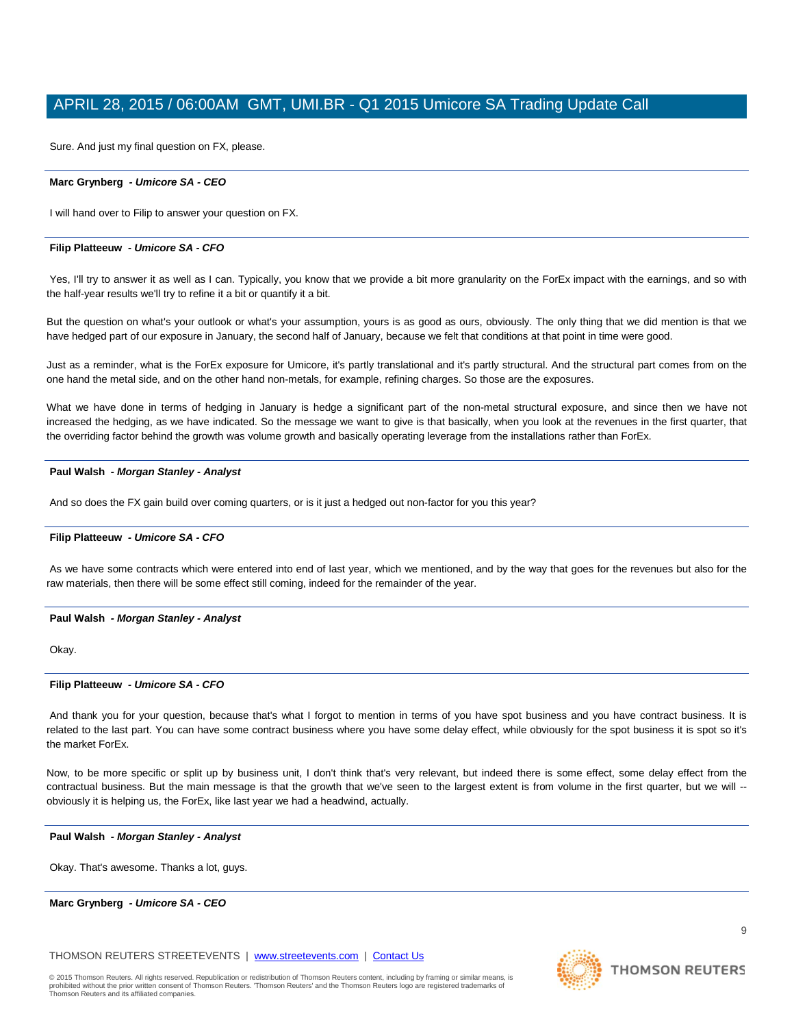Sure. And just my final question on FX, please.

---

**Marc Grynberg** *- Umicore SA - CEO*

I will hand over to Filip to answer your question on FX.

---

**Filip Platteeuw** *- Umicore SA - CFO*

Yes, I'll try to answer it as well as I can. Typically, you know that we provide a bit more granularity on the ForEx impact with the earnings, and so with the half-year results we'll try to refine it a bit or quantify it a bit.

But the question on what's your outlook or what's your assumption, yours is as good as ours, obviously. The only thing that we did mention is that we have hedged part of our exposure in January, the second half of January, because we felt that conditions at that point in time were good.

Just as a reminder, what is the ForEx exposure for Umicore, it's partly translational and it's partly structural. And the structural part comes from on the one hand the metal side, and on the other hand non-metals, for example, refining charges. So those are the exposures.

What we have done in terms of hedging in January is hedge a significant part of the non-metal structural exposure, and since then we have not increased the hedging, as we have indicated. So the message we want to give is that basically, when you look at the revenues in the first quarter, that the overriding factor behind the growth was volume growth and basically operating leverage from the installations rather than ForEx.

---

**Paul Walsh** *- Morgan Stanley - Analyst*

And so does the FX gain build over coming quarters, or is it just a hedged out non-factor for you this year?

---

**Filip Platteeuw** *- Umicore SA - CFO*

As we have some contracts which were entered into end of last year, which we mentioned, and by the way that goes for the revenues but also for the raw materials, then there will be some effect still coming, indeed for the remainder of the year.

---

**Paul Walsh** *- Morgan Stanley - Analyst*

Okay.

---

**Filip Platteeuw** *- Umicore SA - CFO*

And thank you for your question, because that's what I forgot to mention in terms of you have spot business and you have contract business. It is related to the last part. You can have some contract business where you have some delay effect, while obviously for the spot business it is spot so it's the market ForEx.

Now, to be more specific or split up by business unit, I don't think that's very relevant, but indeed there is some effect, some delay effect from the contractual business. But the main message is that the growth that we've seen to the largest extent is from volume in the first quarter, but we will -- obviously it is helping us, the ForEx, like last year we had a headwind, actually.

---

**Paul Walsh** *- Morgan Stanley - Analyst*

Okay. That's awesome. Thanks a lot, guys.

---

**Marc Grynberg** *- Umicore SA - CEO*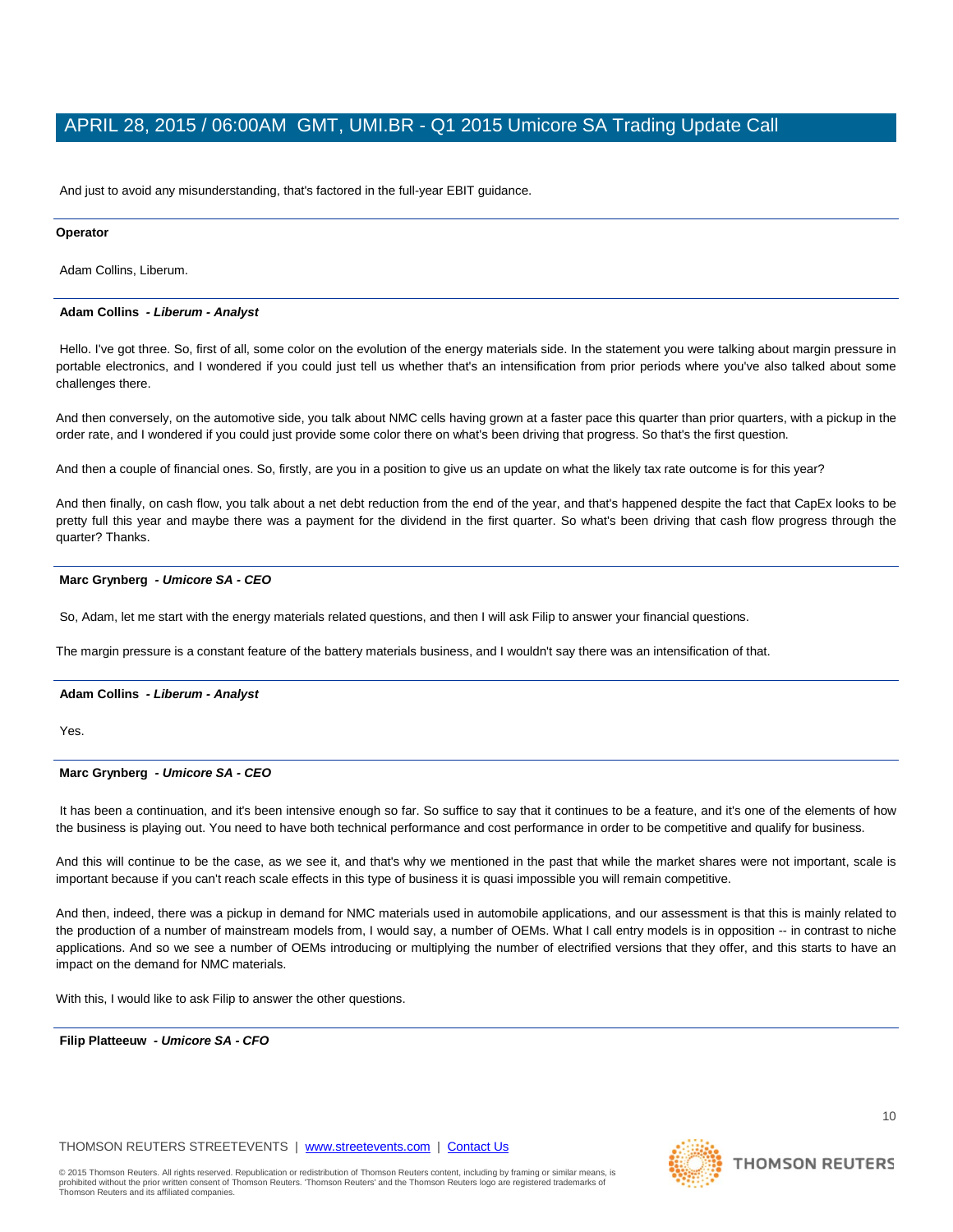And just to avoid any misunderstanding, that's factored in the full-year EBIT guidance.

---

**Operator**

Adam Collins, Liberum.

---

**Adam Collins** - ***Liberum - Analyst***

Hello. I've got three. So, first of all, some color on the evolution of the energy materials side. In the statement you were talking about margin pressure in portable electronics, and I wondered if you could just tell us whether that's an intensification from prior periods where you've also talked about some challenges there.

And then conversely, on the automotive side, you talk about NMC cells having grown at a faster pace this quarter than prior quarters, with a pickup in the order rate, and I wondered if you could just provide some color there on what's been driving that progress. So that's the first question.

And then a couple of financial ones. So, firstly, are you in a position to give us an update on what the likely tax rate outcome is for this year?

And then finally, on cash flow, you talk about a net debt reduction from the end of the year, and that's happened despite the fact that CapEx looks to be pretty full this year and maybe there was a payment for the dividend in the first quarter. So what's been driving that cash flow progress through the quarter? Thanks.

---

**Marc Grynberg** - ***Umicore SA - CEO***

So, Adam, let me start with the energy materials related questions, and then I will ask Filip to answer your financial questions.

The margin pressure is a constant feature of the battery materials business, and I wouldn't say there was an intensification of that.

---

**Adam Collins** - ***Liberum - Analyst***

Yes.

---

**Marc Grynberg** - ***Umicore SA - CEO***

It has been a continuation, and it's been intensive enough so far. So suffice to say that it continues to be a feature, and it's one of the elements of how the business is playing out. You need to have both technical performance and cost performance in order to be competitive and qualify for business.

And this will continue to be the case, as we see it, and that's why we mentioned in the past that while the market shares were not important, scale is important because if you can't reach scale effects in this type of business it is quasi impossible you will remain competitive.

And then, indeed, there was a pickup in demand for NMC materials used in automobile applications, and our assessment is that this is mainly related to the production of a number of mainstream models from, I would say, a number of OEMs. What I call entry models is in opposition -- in contrast to niche applications. And so we see a number of OEMs introducing or multiplying the number of electrified versions that they offer, and this starts to have an impact on the demand for NMC materials.

With this, I would like to ask Filip to answer the other questions.

---

**Filip Platteeuw** - ***Umicore SA - CFO***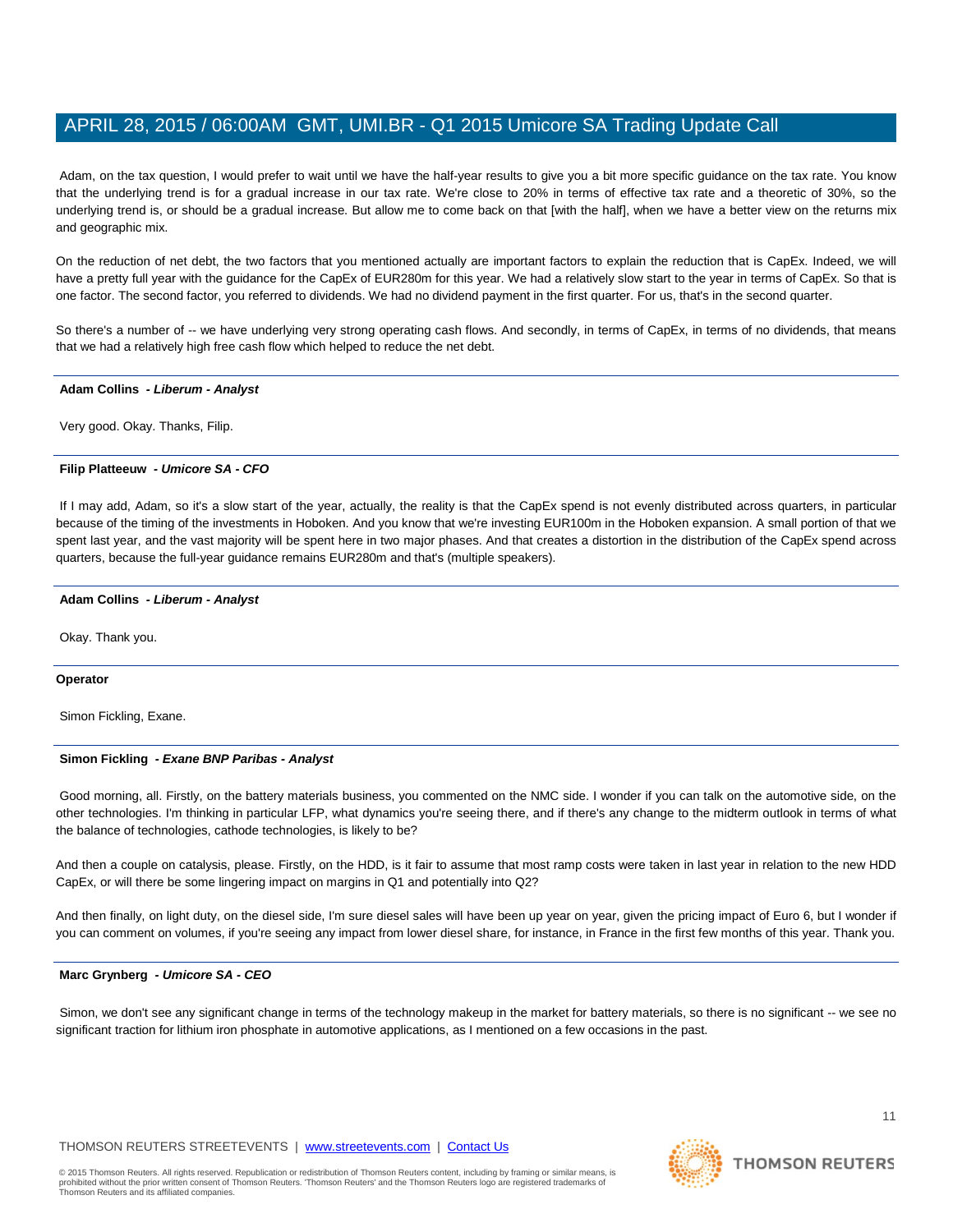Adam, on the tax question, I would prefer to wait until we have the half-year results to give you a bit more specific guidance on the tax rate. You know that the underlying trend is for a gradual increase in our tax rate. We're close to 20% in terms of effective tax rate and a theoretic of 30%, so the underlying trend is, or should be a gradual increase. But allow me to come back on that [with the half], when we have a better view on the returns mix and geographic mix.

On the reduction of net debt, the two factors that you mentioned actually are important factors to explain the reduction that is CapEx. Indeed, we will have a pretty full year with the guidance for the CapEx of EUR280m for this year. We had a relatively slow start to the year in terms of CapEx. So that is one factor. The second factor, you referred to dividends. We had no dividend payment in the first quarter. For us, that's in the second quarter.

So there's a number of -- we have underlying very strong operating cash flows. And secondly, in terms of CapEx, in terms of no dividends, that means that we had a relatively high free cash flow which helped to reduce the net debt.

---

**Adam Collins** *- Liberum - Analyst*

Very good. Okay. Thanks, Filip.

---

**Filip Platteeuw** *- Umicore SA - CFO*

If I may add, Adam, so it's a slow start of the year, actually, the reality is that the CapEx spend is not evenly distributed across quarters, in particular because of the timing of the investments in Hoboken. And you know that we're investing EUR100m in the Hoboken expansion. A small portion of that we spent last year, and the vast majority will be spent here in two major phases. And that creates a distortion in the distribution of the CapEx spend across quarters, because the full-year guidance remains EUR280m and that's (multiple speakers).

---

**Adam Collins** *- Liberum - Analyst*

Okay. Thank you.

---

**Operator**

Simon Fickling, Exane.

---

**Simon Fickling** *- Exane BNP Paribas - Analyst*

Good morning, all. Firstly, on the battery materials business, you commented on the NMC side. I wonder if you can talk on the automotive side, on the other technologies. I'm thinking in particular LFP, what dynamics you're seeing there, and if there's any change to the midterm outlook in terms of what the balance of technologies, cathode technologies, is likely to be?

And then a couple on catalysis, please. Firstly, on the HDD, is it fair to assume that most ramp costs were taken in last year in relation to the new HDD CapEx, or will there be some lingering impact on margins in Q1 and potentially into Q2?

And then finally, on light duty, on the diesel side, I'm sure diesel sales will have been up year on year, given the pricing impact of Euro 6, but I wonder if you can comment on volumes, if you're seeing any impact from lower diesel share, for instance, in France in the first few months of this year. Thank you.

---

**Marc Grynberg** *- Umicore SA - CEO*

Simon, we don't see any significant change in terms of the technology makeup in the market for battery materials, so there is no significant -- we see no significant traction for lithium iron phosphate in automotive applications, as I mentioned on a few occasions in the past.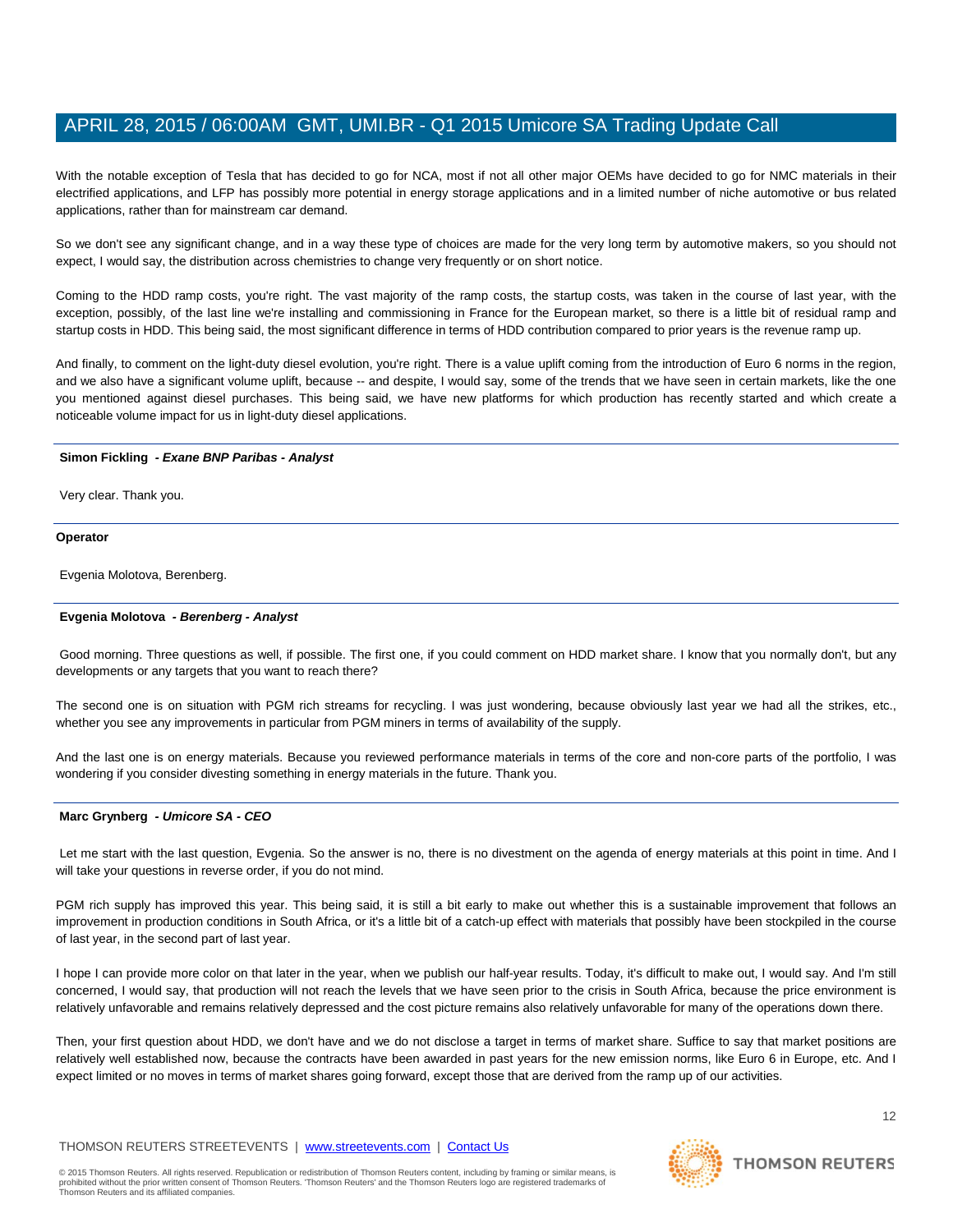With the notable exception of Tesla that has decided to go for NCA, most if not all other major OEMs have decided to go for NMC materials in their electrified applications, and LFP has possibly more potential in energy storage applications and in a limited number of niche automotive or bus related applications, rather than for mainstream car demand.

So we don't see any significant change, and in a way these type of choices are made for the very long term by automotive makers, so you should not expect, I would say, the distribution across chemistries to change very frequently or on short notice.

Coming to the HDD ramp costs, you're right. The vast majority of the ramp costs, the startup costs, was taken in the course of last year, with the exception, possibly, of the last line we're installing and commissioning in France for the European market, so there is a little bit of residual ramp and startup costs in HDD. This being said, the most significant difference in terms of HDD contribution compared to prior years is the revenue ramp up.

And finally, to comment on the light-duty diesel evolution, you're right. There is a value uplift coming from the introduction of Euro 6 norms in the region, and we also have a significant volume uplift, because -- and despite, I would say, some of the trends that we have seen in certain markets, like the one you mentioned against diesel purchases. This being said, we have new platforms for which production has recently started and which create a noticeable volume impact for us in light-duty diesel applications.

---

**Simon Fickling** *- Exane BNP Paribas - Analyst*

Very clear. Thank you.

---

**Operator**

Evgenia Molotova, Berenberg.

---

**Evgenia Molotova** *- Berenberg - Analyst*

Good morning. Three questions as well, if possible. The first one, if you could comment on HDD market share. I know that you normally don't, but any developments or any targets that you want to reach there?

The second one is on situation with PGM rich streams for recycling. I was just wondering, because obviously last year we had all the strikes, etc., whether you see any improvements in particular from PGM miners in terms of availability of the supply.

And the last one is on energy materials. Because you reviewed performance materials in terms of the core and non-core parts of the portfolio, I was wondering if you consider divesting something in energy materials in the future. Thank you.

---

**Marc Grynberg** *- Umicore SA - CEO*

Let me start with the last question, Evgenia. So the answer is no, there is no divestment on the agenda of energy materials at this point in time. And I will take your questions in reverse order, if you do not mind.

PGM rich supply has improved this year. This being said, it is still a bit early to make out whether this is a sustainable improvement that follows an improvement in production conditions in South Africa, or it's a little bit of a catch-up effect with materials that possibly have been stockpiled in the course of last year, in the second part of last year.

I hope I can provide more color on that later in the year, when we publish our half-year results. Today, it's difficult to make out, I would say. And I'm still concerned, I would say, that production will not reach the levels that we have seen prior to the crisis in South Africa, because the price environment is relatively unfavorable and remains relatively depressed and the cost picture remains also relatively unfavorable for many of the operations down there.

Then, your first question about HDD, we don't have and we do not disclose a target in terms of market share. Suffice to say that market positions are relatively well established now, because the contracts have been awarded in past years for the new emission norms, like Euro 6 in Europe, etc. And I expect limited or no moves in terms of market shares going forward, except those that are derived from the ramp up of our activities.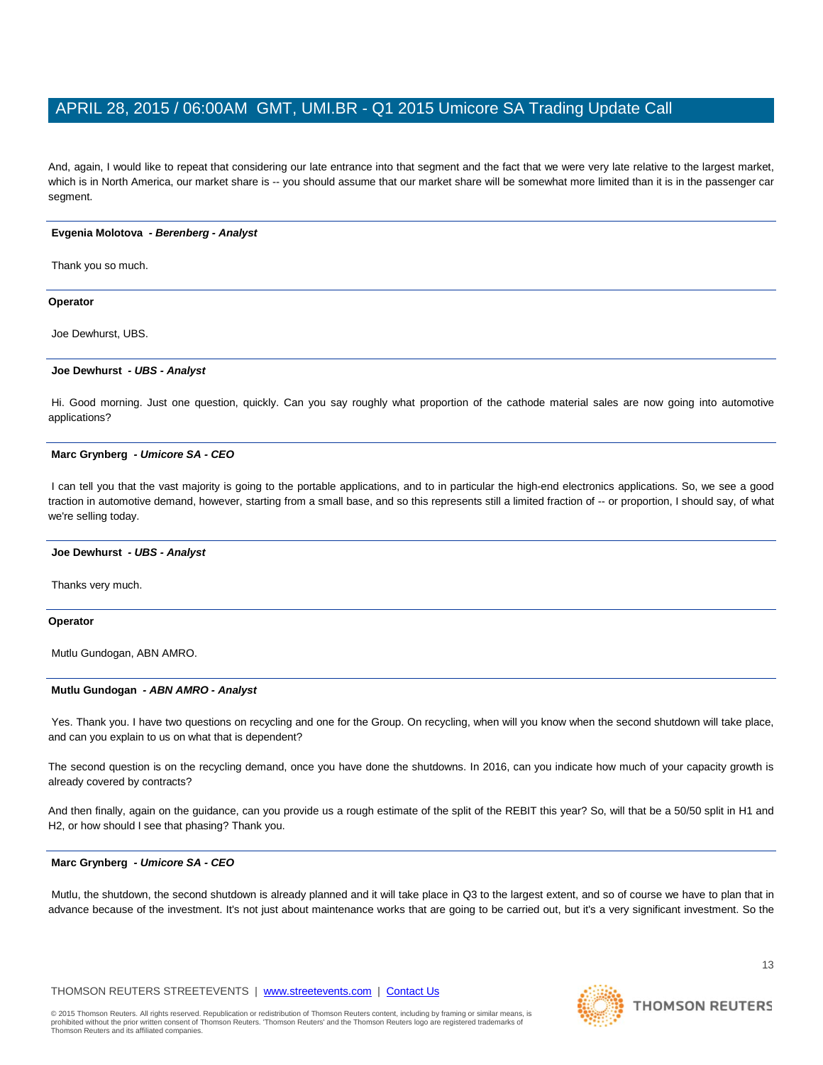And, again, I would like to repeat that considering our late entrance into that segment and the fact that we were very late relative to the largest market, which is in North America, our market share is -- you should assume that our market share will be somewhat more limited than it is in the passenger car segment.

---

**Evgenia Molotova** *- Berenberg - Analyst*

Thank you so much.

---

**Operator**

Joe Dewhurst, UBS.

---

**Joe Dewhurst** *- UBS - Analyst*

Hi. Good morning. Just one question, quickly. Can you say roughly what proportion of the cathode material sales are now going into automotive applications?

---

**Marc Grynberg** *- Umicore SA - CEO*

I can tell you that the vast majority is going to the portable applications, and to in particular the high-end electronics applications. So, we see a good traction in automotive demand, however, starting from a small base, and so this represents still a limited fraction of -- or proportion, I should say, of what we're selling today.

---

**Joe Dewhurst** *- UBS - Analyst*

Thanks very much.

---

**Operator**

Mutlu Gundogan, ABN AMRO.

---

**Mutlu Gundogan** *- ABN AMRO - Analyst*

Yes. Thank you. I have two questions on recycling and one for the Group. On recycling, when will you know when the second shutdown will take place, and can you explain to us on what that is dependent?

The second question is on the recycling demand, once you have done the shutdowns. In 2016, can you indicate how much of your capacity growth is already covered by contracts?

And then finally, again on the guidance, can you provide us a rough estimate of the split of the REBIT this year? So, will that be a 50/50 split in H1 and H2, or how should I see that phasing? Thank you.

---

**Marc Grynberg** *- Umicore SA - CEO*

Mutlu, the shutdown, the second shutdown is already planned and it will take place in Q3 to the largest extent, and so of course we have to plan that in advance because of the investment. It's not just about maintenance works that are going to be carried out, but it's a very significant investment. So the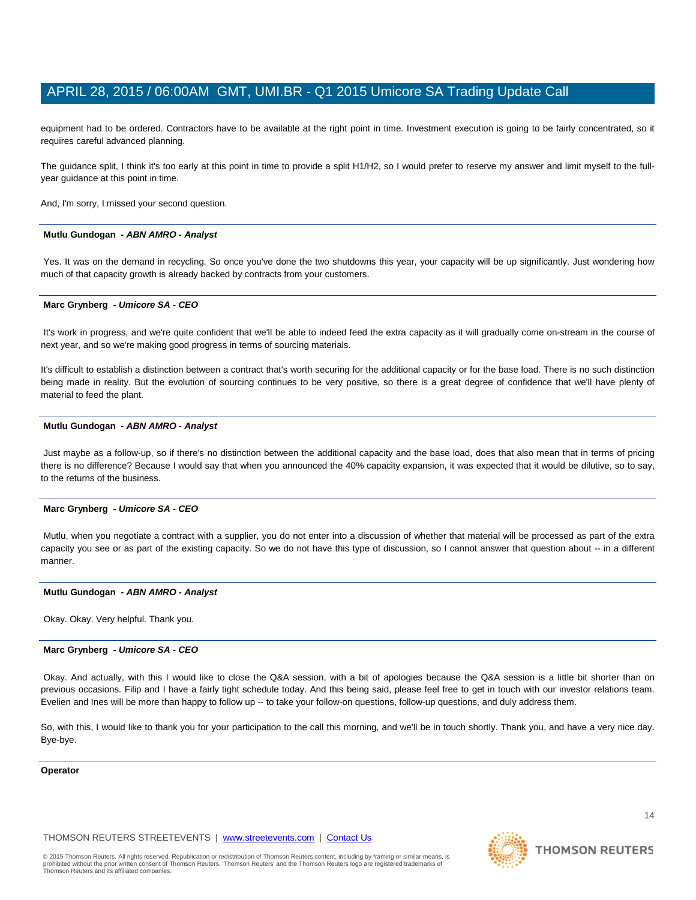equipment had to be ordered. Contractors have to be available at the right point in time. Investment execution is going to be fairly concentrated, so it requires careful advanced planning.

The guidance split, I think it's too early at this point in time to provide a split H1/H2, so I would prefer to reserve my answer and limit myself to the full-year guidance at this point in time.

And, I'm sorry, I missed your second question.

---

**Mutlu Gundogan** *- ABN AMRO - Analyst*

Yes. It was on the demand in recycling. So once you've done the two shutdowns this year, your capacity will be up significantly. Just wondering how much of that capacity growth is already backed by contracts from your customers.

---

**Marc Grynberg** *- Umicore SA - CEO*

It's work in progress, and we're quite confident that we'll be able to indeed feed the extra capacity as it will gradually come on-stream in the course of next year, and so we're making good progress in terms of sourcing materials.

It's difficult to establish a distinction between a contract that's worth securing for the additional capacity or for the base load. There is no such distinction being made in reality. But the evolution of sourcing continues to be very positive, so there is a great degree of confidence that we'll have plenty of material to feed the plant.

---

**Mutlu Gundogan** *- ABN AMRO - Analyst*

Just maybe as a follow-up, so if there's no distinction between the additional capacity and the base load, does that also mean that in terms of pricing there is no difference? Because I would say that when you announced the 40% capacity expansion, it was expected that it would be dilutive, so to say, to the returns of the business.

---

**Marc Grynberg** *- Umicore SA - CEO*

Mutlu, when you negotiate a contract with a supplier, you do not enter into a discussion of whether that material will be processed as part of the extra capacity you see or as part of the existing capacity. So we do not have this type of discussion, so I cannot answer that question about -- in a different manner.

---

**Mutlu Gundogan** *- ABN AMRO - Analyst*

Okay. Okay. Very helpful. Thank you.

---

**Marc Grynberg** *- Umicore SA - CEO*

Okay. And actually, with this I would like to close the Q&A session, with a bit of apologies because the Q&A session is a little bit shorter than on previous occasions. Filip and I have a fairly tight schedule today. And this being said, please feel free to get in touch with our investor relations team. Evelien and Ines will be more than happy to follow up -- to take your follow-on questions, follow-up questions, and duly address them.

So, with this, I would like to thank you for your participation to the call this morning, and we'll be in touch shortly. Thank you, and have a very nice day. Bye-bye.

---

**Operator**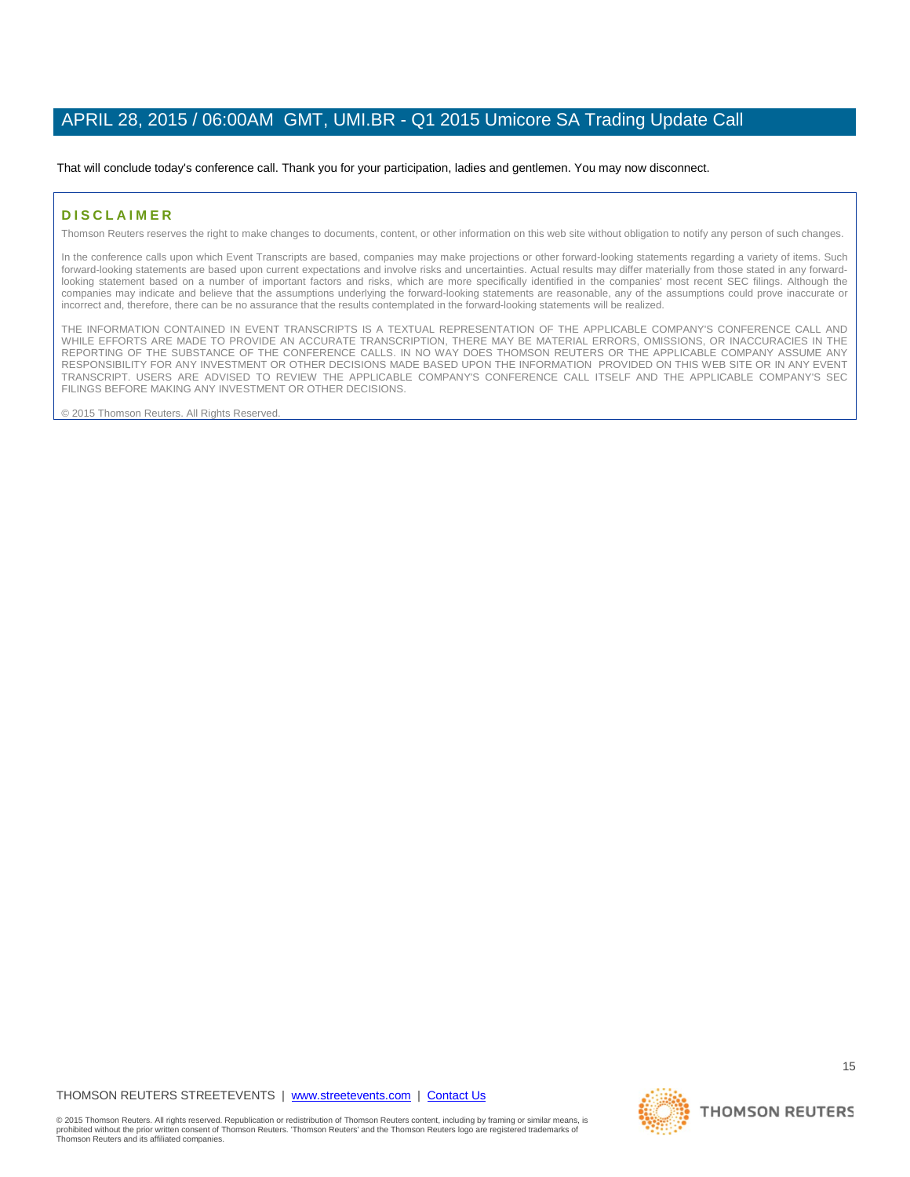That will conclude today's conference call. Thank you for your participation, ladies and gentlemen. You may now disconnect.

## DISCLAIMER

Thomson Reuters reserves the right to make changes to documents, content, or other information on this web site without obligation to notify any person of such changes.

In the conference calls upon which Event Transcripts are based, companies may make projections or other forward-looking statements regarding a variety of items. Such forward-looking statements are based upon current expectations and involve risks and uncertainties. Actual results may differ materially from those stated in any forward-looking statement based on a number of important factors and risks, which are more specifically identified in the companies' most recent SEC filings. Although the companies may indicate and believe that the assumptions underlying the forward-looking statements are reasonable, any of the assumptions could prove inaccurate or incorrect and, therefore, there can be no assurance that the results contemplated in the forward-looking statements will be realized.

THE INFORMATION CONTAINED IN EVENT TRANSCRIPTS IS A TEXTUAL REPRESENTATION OF THE APPLICABLE COMPANY'S CONFERENCE CALL AND WHILE EFFORTS ARE MADE TO PROVIDE AN ACCURATE TRANSCRIPTION, THERE MAY BE MATERIAL ERRORS, OMISSIONS, OR INACCURACIES IN THE REPORTING OF THE SUBSTANCE OF THE CONFERENCE CALLS. IN NO WAY DOES THOMSON REUTERS OR THE APPLICABLE COMPANY ASSUME ANY RESPONSIBILITY FOR ANY INVESTMENT OR OTHER DECISIONS MADE BASED UPON THE INFORMATION PROVIDED ON THIS WEB SITE OR IN ANY EVENT TRANSCRIPT. USERS ARE ADVISED TO REVIEW THE APPLICABLE COMPANY'S CONFERENCE CALL ITSELF AND THE APPLICABLE COMPANY'S SEC FILINGS BEFORE MAKING ANY INVESTMENT OR OTHER DECISIONS.

© 2015 Thomson Reuters. All Rights Reserved.